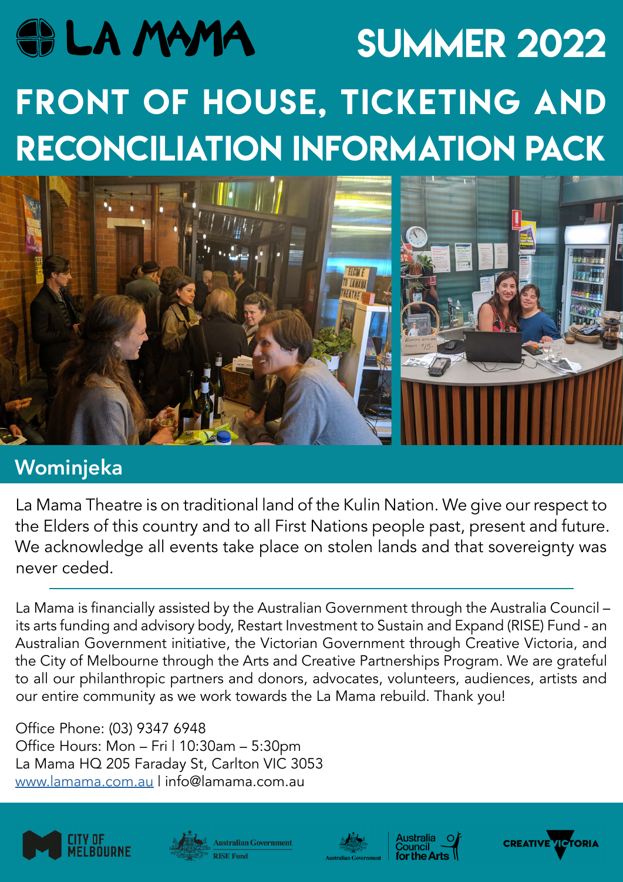# LA MAMA

## SUMMER 2022

# FRONT OF HOUSE, TICKETING AND RECONCILIATION INFORMATION PACK

## Wominjeka

La Mama Theatre is on traditional land of the Kulin Nation. We give our respect to the Elders of this country and to all First Nations people past, present and future. We acknowledge all events take place on stolen lands and that sovereignty was never ceded.

---

La Mama is financially assisted by the Australian Government through the Australia Council – its arts funding and advisory body, Restart Investment to Sustain and Expand (RISE) Fund - an Australian Government initiative, the Victorian Government through Creative Victoria, and the City of Melbourne through the Arts and Creative Partnerships Program. We are grateful to all our philanthropic partners and donors, advocates, volunteers, audiences, artists and our entire community as we work towards the La Mama rebuild. Thank you!

Office Phone: (03) 9347 6948
Office Hours: Mon – Fri | 10:30am – 5:30pm
La Mama HQ 205 Faraday St, Carlton VIC 3053
www.lamama.com.au | info@lamama.com.au

CITY OF MELBOURNE | Australian Government RISE Fund | Australian Government Australia Council for the Arts | CREATIVE VICTORIA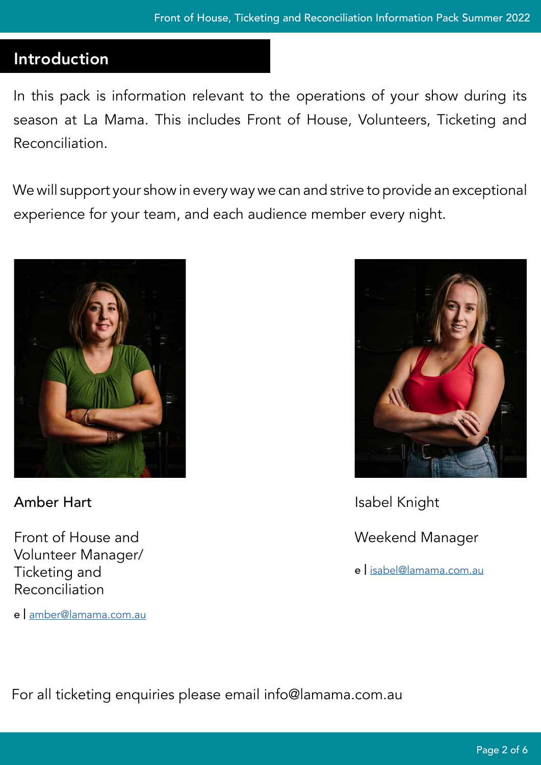## Introduction

In this pack is information relevant to the operations of your show during its season at La Mama. This includes Front of House, Volunteers, Ticketing and Reconciliation.

We will support your show in every way we can and strive to provide an exceptional experience for your team, and each audience member every night.

**Amber Hart**

Front of House and Volunteer Manager/ Ticketing and Reconciliation

e | amber@lamama.com.au

Isabel Knight

Weekend Manager

e | isabel@lamama.com.au

For all ticketing enquiries please email info@lamama.com.au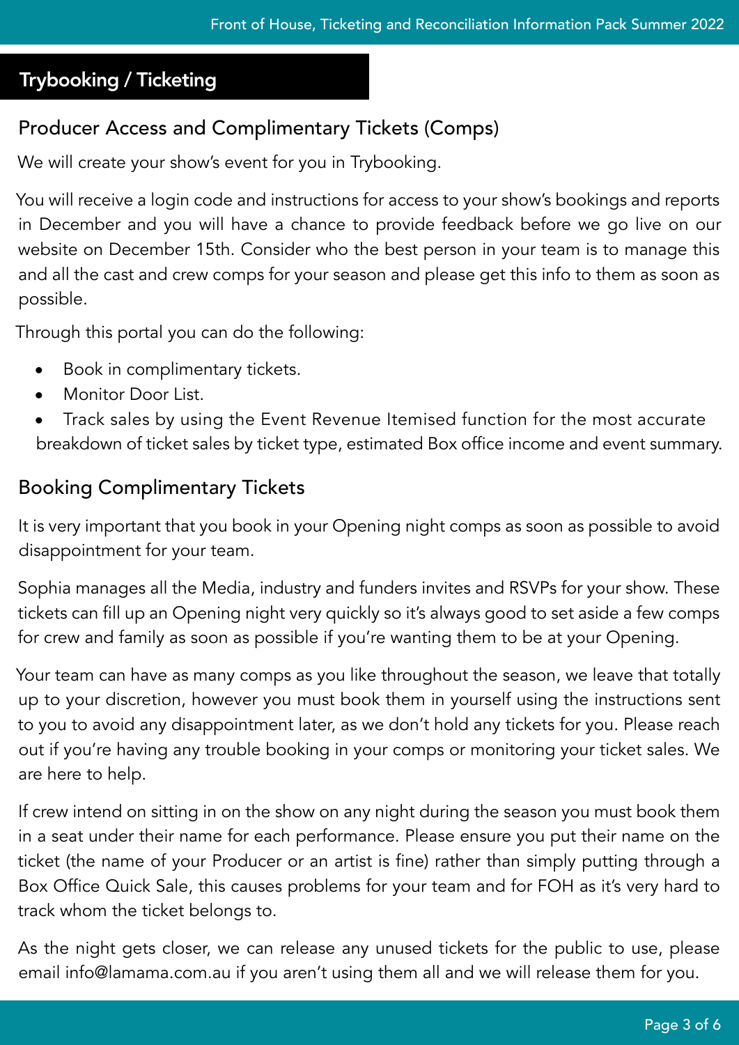## Trybooking / Ticketing

### Producer Access and Complimentary Tickets (Comps)

We will create your show's event for you in Trybooking.

You will receive a login code and instructions for access to your show's bookings and reports in December and you will have a chance to provide feedback before we go live on our website on December 15th. Consider who the best person in your team is to manage this and all the cast and crew comps for your season and please get this info to them as soon as possible.

Through this portal you can do the following:

- Book in complimentary tickets.
- Monitor Door List.
- Track sales by using the Event Revenue Itemised function for the most accurate breakdown of ticket sales by ticket type, estimated Box office income and event summary.

### Booking Complimentary Tickets

It is very important that you book in your Opening night comps as soon as possible to avoid disappointment for your team.

Sophia manages all the Media, industry and funders invites and RSVPs for your show. These tickets can fill up an Opening night very quickly so it's always good to set aside a few comps for crew and family as soon as possible if you're wanting them to be at your Opening.

Your team can have as many comps as you like throughout the season, we leave that totally up to your discretion, however you must book them in yourself using the instructions sent to you to avoid any disappointment later, as we don't hold any tickets for you. Please reach out if you're having any trouble booking in your comps or monitoring your ticket sales. We are here to help.

If crew intend on sitting in on the show on any night during the season you must book them in a seat under their name for each performance. Please ensure you put their name on the ticket (the name of your Producer or an artist is fine) rather than simply putting through a Box Office Quick Sale, this causes problems for your team and for FOH as it's very hard to track whom the ticket belongs to.

As the night gets closer, we can release any unused tickets for the public to use, please email info@lamama.com.au if you aren't using them all and we will release them for you.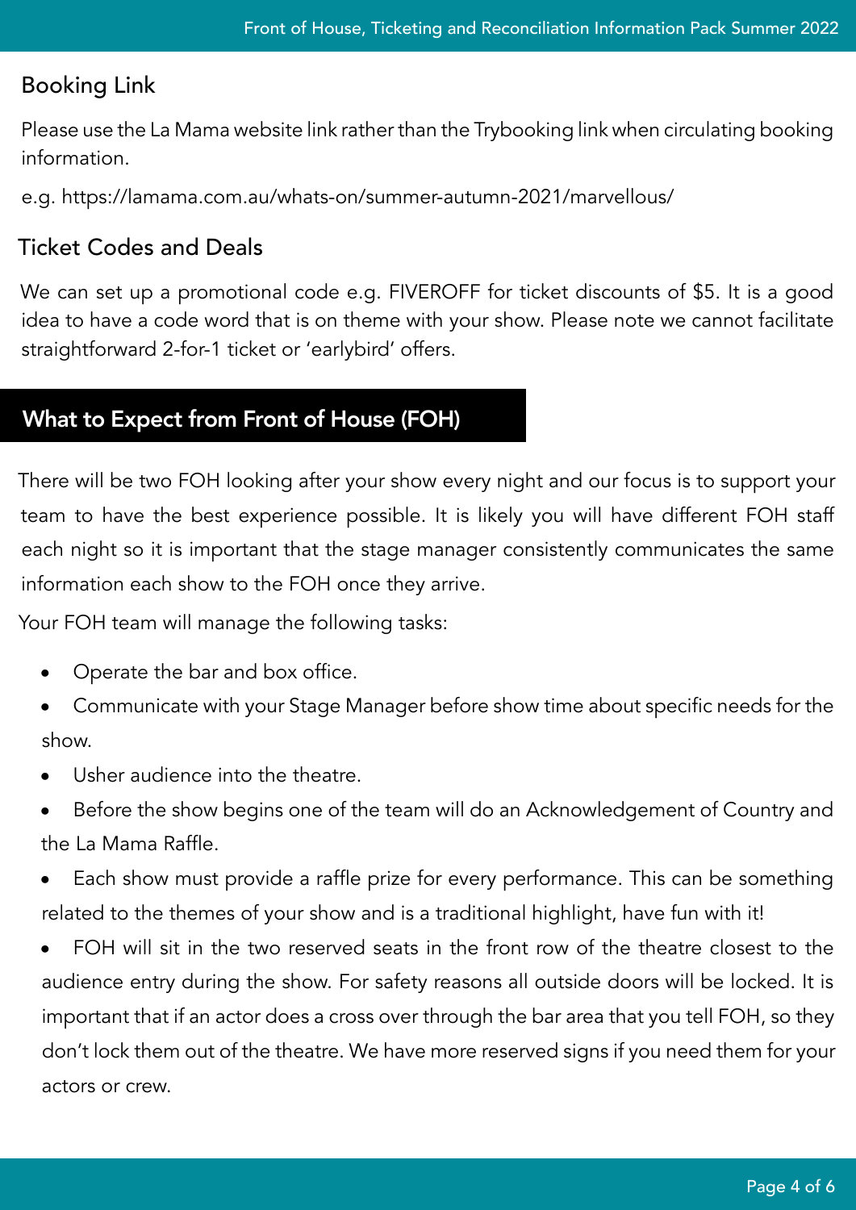## Booking Link

Please use the La Mama website link rather than the Trybooking link when circulating booking information.

e.g. https://lamama.com.au/whats-on/summer-autumn-2021/marvellous/

## Ticket Codes and Deals

We can set up a promotional code e.g. FIVEROFF for ticket discounts of $5. It is a good idea to have a code word that is on theme with your show. Please note we cannot facilitate straightforward 2-for-1 ticket or 'earlybird' offers.

# What to Expect from Front of House (FOH)

There will be two FOH looking after your show every night and our focus is to support your team to have the best experience possible. It is likely you will have different FOH staff each night so it is important that the stage manager consistently communicates the same information each show to the FOH once they arrive.

Your FOH team will manage the following tasks:

- Operate the bar and box office.
- Communicate with your Stage Manager before show time about specific needs for the show.
- Usher audience into the theatre.
- Before the show begins one of the team will do an Acknowledgement of Country and the La Mama Raffle.
- Each show must provide a raffle prize for every performance. This can be something related to the themes of your show and is a traditional highlight, have fun with it!
- FOH will sit in the two reserved seats in the front row of the theatre closest to the audience entry during the show. For safety reasons all outside doors will be locked. It is important that if an actor does a cross over through the bar area that you tell FOH, so they don't lock them out of the theatre. We have more reserved signs if you need them for your actors or crew.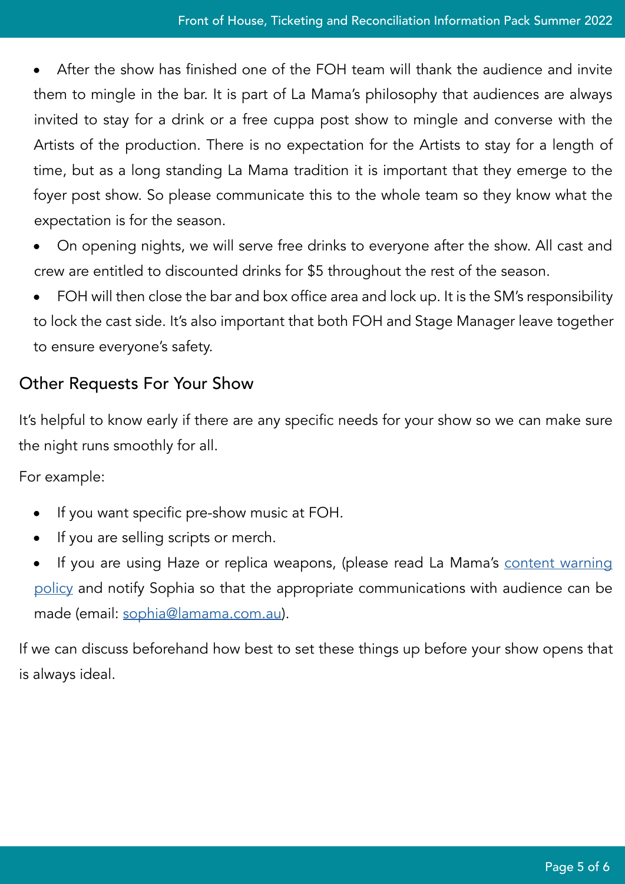- After the show has finished one of the FOH team will thank the audience and invite them to mingle in the bar. It is part of La Mama's philosophy that audiences are always invited to stay for a drink or a free cuppa post show to mingle and converse with the Artists of the production. There is no expectation for the Artists to stay for a length of time, but as a long standing La Mama tradition it is important that they emerge to the foyer post show. So please communicate this to the whole team so they know what the expectation is for the season.
- On opening nights, we will serve free drinks to everyone after the show. All cast and crew are entitled to discounted drinks for $5 throughout the rest of the season.
- FOH will then close the bar and box office area and lock up. It is the SM's responsibility to lock the cast side. It's also important that both FOH and Stage Manager leave together to ensure everyone's safety.

## Other Requests For Your Show

It's helpful to know early if there are any specific needs for your show so we can make sure the night runs smoothly for all.

For example:

- If you want specific pre-show music at FOH.
- If you are selling scripts or merch.
- If you are using Haze or replica weapons, (please read La Mama's content warning policy and notify Sophia so that the appropriate communications with audience can be made (email: sophia@lamama.com.au).

If we can discuss beforehand how best to set these things up before your show opens that is always ideal.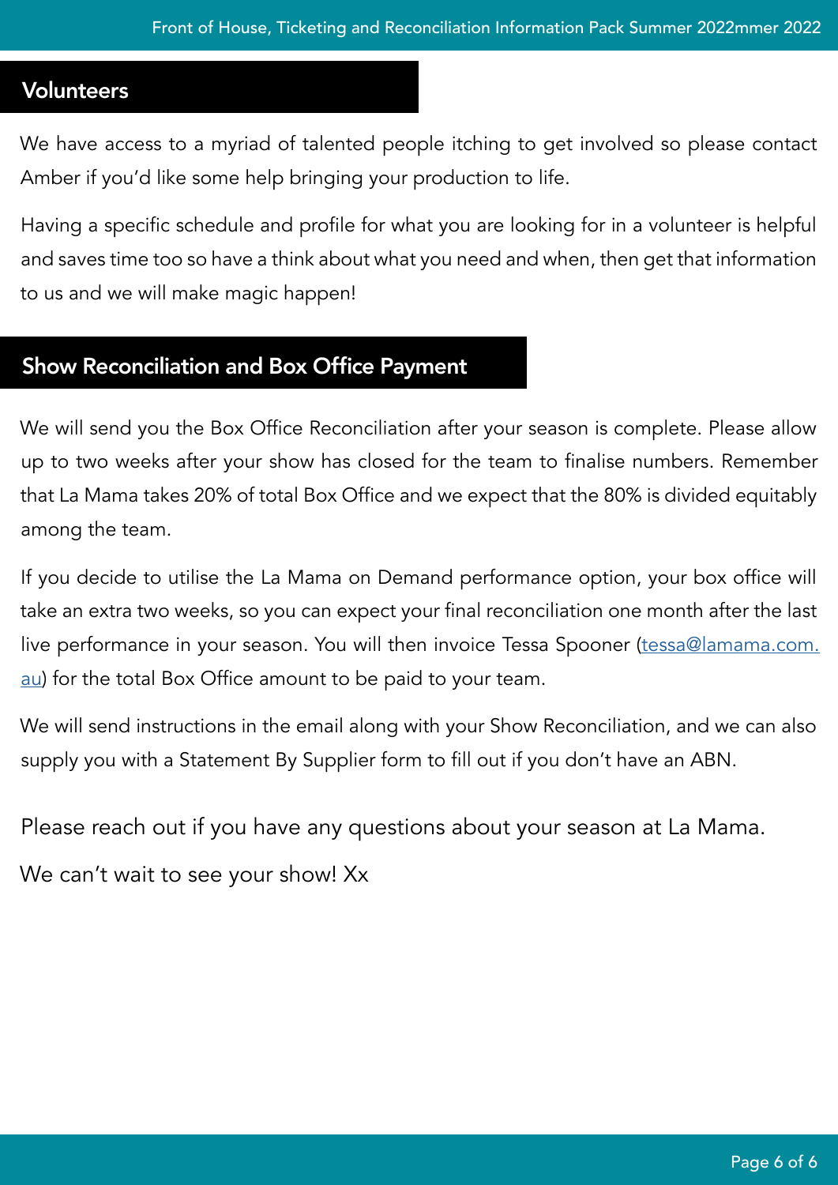## Volunteers

We have access to a myriad of talented people itching to get involved so please contact Amber if you'd like some help bringing your production to life.

Having a specific schedule and profile for what you are looking for in a volunteer is helpful and saves time too so have a think about what you need and when, then get that information to us and we will make magic happen!

## Show Reconciliation and Box Office Payment

We will send you the Box Office Reconciliation after your season is complete. Please allow up to two weeks after your show has closed for the team to finalise numbers. Remember that La Mama takes 20% of total Box Office and we expect that the 80% is divided equitably among the team.

If you decide to utilise the La Mama on Demand performance option, your box office will take an extra two weeks, so you can expect your final reconciliation one month after the last live performance in your season. You will then invoice Tessa Spooner (tessa@lamama.com.au) for the total Box Office amount to be paid to your team.

We will send instructions in the email along with your Show Reconciliation, and we can also supply you with a Statement By Supplier form to fill out if you don't have an ABN.

Please reach out if you have any questions about your season at La Mama.

We can't wait to see your show! Xx